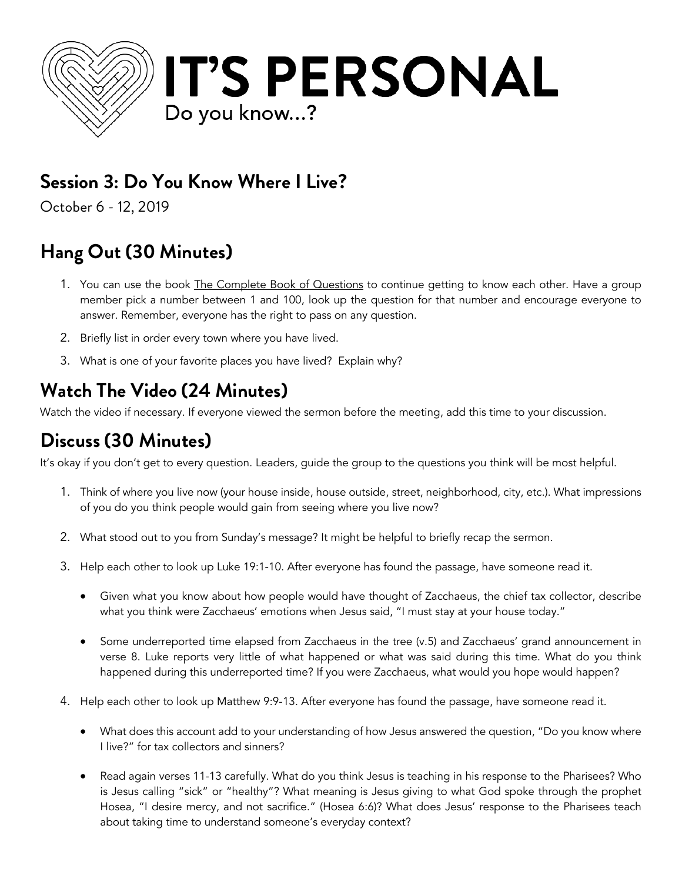# IT'S PERSONAL

Do you know...?

## Session 3: Do You Know Where I Live?

October 6 - 12, 2019

## Hang Out (30 Minutes)

1. You can use the book The Complete Book of Questions to continue getting to know each other. Have a group member pick a number between 1 and 100, look up the question for that number and encourage everyone to answer. Remember, everyone has the right to pass on any question.
2. Briefly list in order every town where you have lived.
3. What is one of your favorite places you have lived? Explain why?

## Watch The Video (24 Minutes)

Watch the video if necessary. If everyone viewed the sermon before the meeting, add this time to your discussion.

## Discuss (30 Minutes)

It's okay if you don't get to every question. Leaders, guide the group to the questions you think will be most helpful.

1. Think of where you live now (your house inside, house outside, street, neighborhood, city, etc.). What impressions of you do you think people would gain from seeing where you live now?
2. What stood out to you from Sunday's message? It might be helpful to briefly recap the sermon.
3. Help each other to look up Luke 19:1-10. After everyone has found the passage, have someone read it.
   - Given what you know about how people would have thought of Zacchaeus, the chief tax collector, describe what you think were Zacchaeus' emotions when Jesus said, "I must stay at your house today."
   - Some underreported time elapsed from Zacchaeus in the tree (v.5) and Zacchaeus' grand announcement in verse 8. Luke reports very little of what happened or what was said during this time. What do you think happened during this underreported time? If you were Zacchaeus, what would you hope would happen?
4. Help each other to look up Matthew 9:9-13. After everyone has found the passage, have someone read it.
   - What does this account add to your understanding of how Jesus answered the question, "Do you know where I live?" for tax collectors and sinners?
   - Read again verses 11-13 carefully. What do you think Jesus is teaching in his response to the Pharisees? Who is Jesus calling "sick" or "healthy"? What meaning is Jesus giving to what God spoke through the prophet Hosea, "I desire mercy, and not sacrifice." (Hosea 6:6)? What does Jesus' response to the Pharisees teach about taking time to understand someone's everyday context?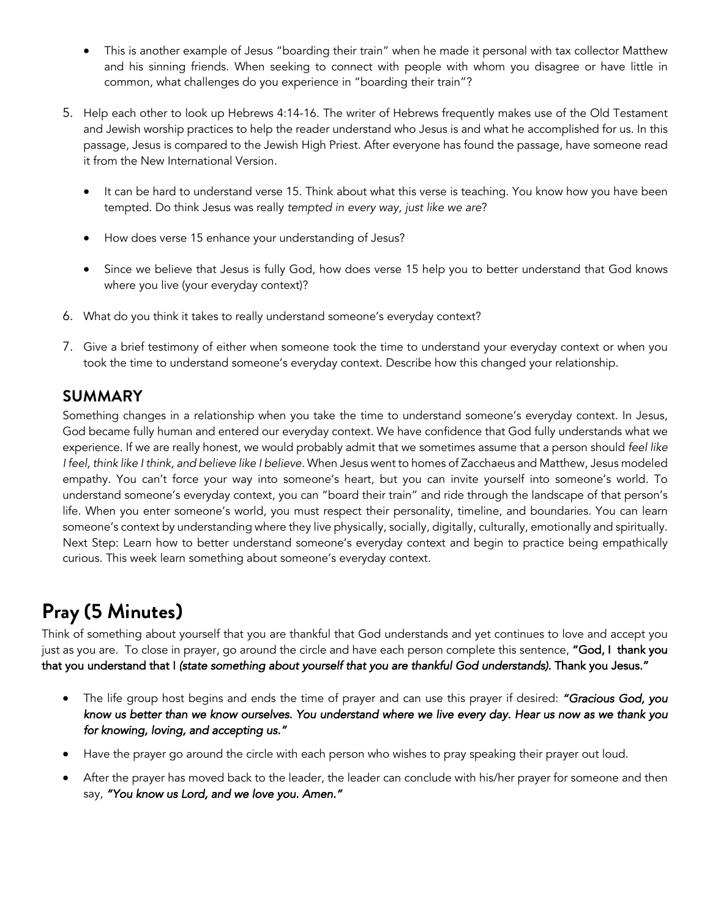- This is another example of Jesus "boarding their train" when he made it personal with tax collector Matthew and his sinning friends. When seeking to connect with people with whom you disagree or have little in common, what challenges do you experience in "boarding their train"?

5. Help each other to look up Hebrews 4:14-16. The writer of Hebrews frequently makes use of the Old Testament and Jewish worship practices to help the reader understand who Jesus is and what he accomplished for us. In this passage, Jesus is compared to the Jewish High Priest. After everyone has found the passage, have someone read it from the New International Version.

   - It can be hard to understand verse 15. Think about what this verse is teaching. You know how you have been tempted. Do think Jesus was really *tempted in every way, just like we are*?

   - How does verse 15 enhance your understanding of Jesus?

   - Since we believe that Jesus is fully God, how does verse 15 help you to better understand that God knows where you live (your everyday context)?

6. What do you think it takes to really understand someone's everyday context?

7. Give a brief testimony of either when someone took the time to understand your everyday context or when you took the time to understand someone's everyday context. Describe how this changed your relationship.

## SUMMARY

Something changes in a relationship when you take the time to understand someone's everyday context. In Jesus, God became fully human and entered our everyday context. We have confidence that God fully understands what we experience. If we are really honest, we would probably admit that we sometimes assume that a person should *feel like I feel, think like I think, and believe like I believe*. When Jesus went to homes of Zacchaeus and Matthew, Jesus modeled empathy. You can't force your way into someone's heart, but you can invite yourself into someone's world. To understand someone's everyday context, you can "board their train" and ride through the landscape of that person's life. When you enter someone's world, you must respect their personality, timeline, and boundaries. You can learn someone's context by understanding where they live physically, socially, digitally, culturally, emotionally and spiritually. Next Step: Learn how to better understand someone's everyday context and begin to practice being empathically curious. This week learn something about someone's everyday context.

# Pray (5 Minutes)

Think of something about yourself that you are thankful that God understands and yet continues to love and accept you just as you are. To close in prayer, go around the circle and have each person complete this sentence, **"God, I thank you that you understand that I** ***(state something about yourself that you are thankful God understands)*****. Thank you Jesus."**

- The life group host begins and ends the time of prayer and can use this prayer if desired: ***"Gracious God, you know us better than we know ourselves. You understand where we live every day. Hear us now as we thank you for knowing, loving, and accepting us."***

- Have the prayer go around the circle with each person who wishes to pray speaking their prayer out loud.

- After the prayer has moved back to the leader, the leader can conclude with his/her prayer for someone and then say, ***"You know us Lord, and we love you. Amen."***